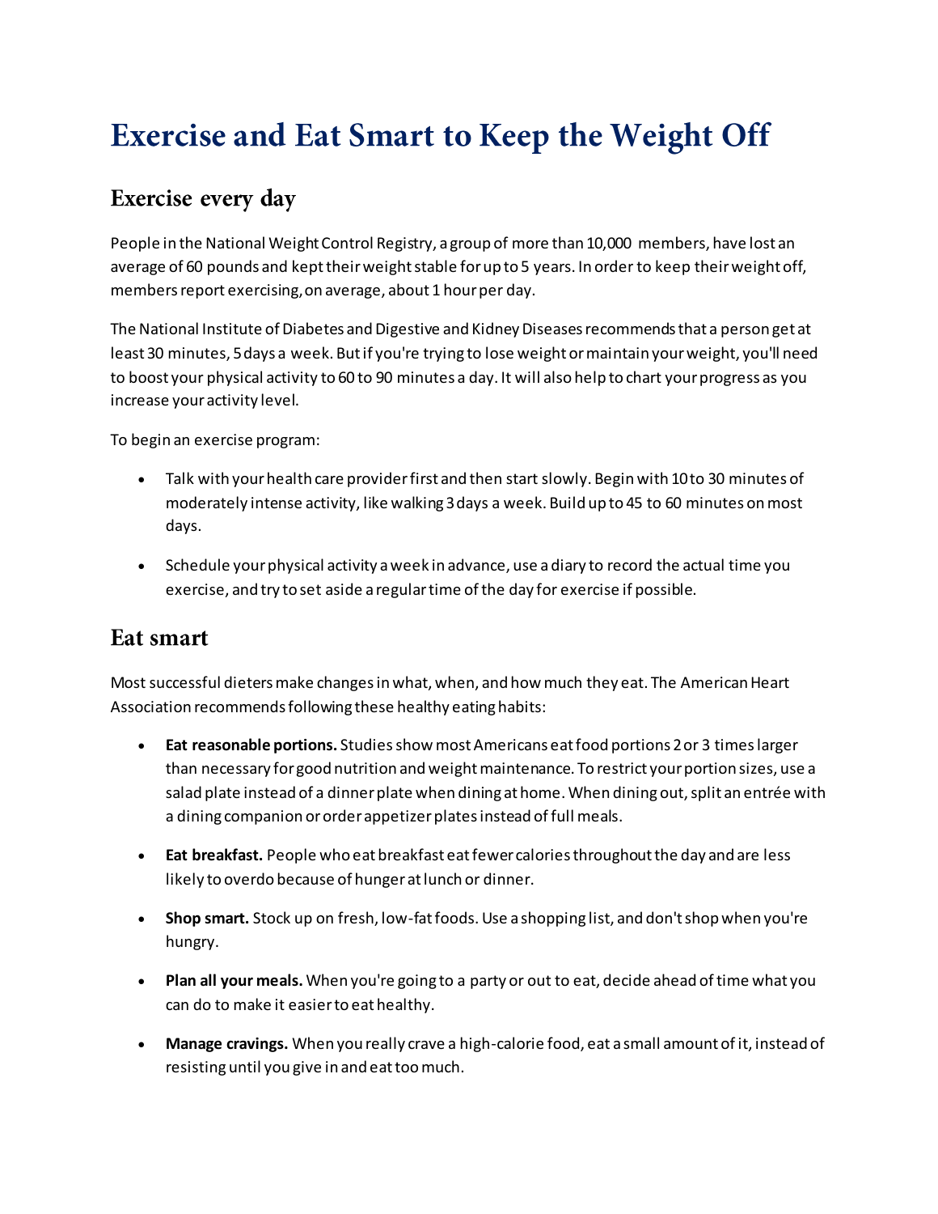# Exercise and Eat Smart to Keep the Weight Off

## Exercise every day

People in the National Weight Control Registry, a group of more than 10,000 members, have lost an average of 60 pounds and kept their weight stable for up to 5 years. In order to keep their weight off, members report exercising, on average, about 1 hour per day.

The National Institute of Diabetes and Digestive and Kidney Diseases recommends that a person get at least 30 minutes, 5 days a week. But if you're trying to lose weight or maintain your weight, you'll need to boost your physical activity to 60 to 90 minutes a day. It will also help to chart your progress as you increase your activity level.

To begin an exercise program:

- Talk with your health care provider first and then start slowly. Begin with 10 to 30 minutes of moderately intense activity, like walking 3 days a week. Build up to 45 to 60 minutes on most days.
- Schedule your physical activity a week in advance, use a diary to record the actual time you exercise, and try to set aside a regular time of the day for exercise if possible.

## Eat smart

Most successful dieters make changes in what, when, and how much they eat. The American Heart Association recommends following these healthy eating habits:

- **Eat reasonable portions.** Studies show most Americans eat food portions 2 or 3 times larger than necessary for good nutrition and weight maintenance. To restrict your portion sizes, use a salad plate instead of a dinner plate when dining at home. When dining out, split an entrée with a dining companion or order appetizer plates instead of full meals.
- **Eat breakfast.** People who eat breakfast eat fewer calories throughout the day and are less likely to overdo because of hunger at lunch or dinner.
- **Shop smart.** Stock up on fresh, low-fat foods. Use a shopping list, and don't shop when you're hungry.
- **Plan all your meals.** When you're going to a party or out to eat, decide ahead of time what you can do to make it easier to eat healthy.
- **Manage cravings.** When you really crave a high-calorie food, eat a small amount of it, instead of resisting until you give in and eat too much.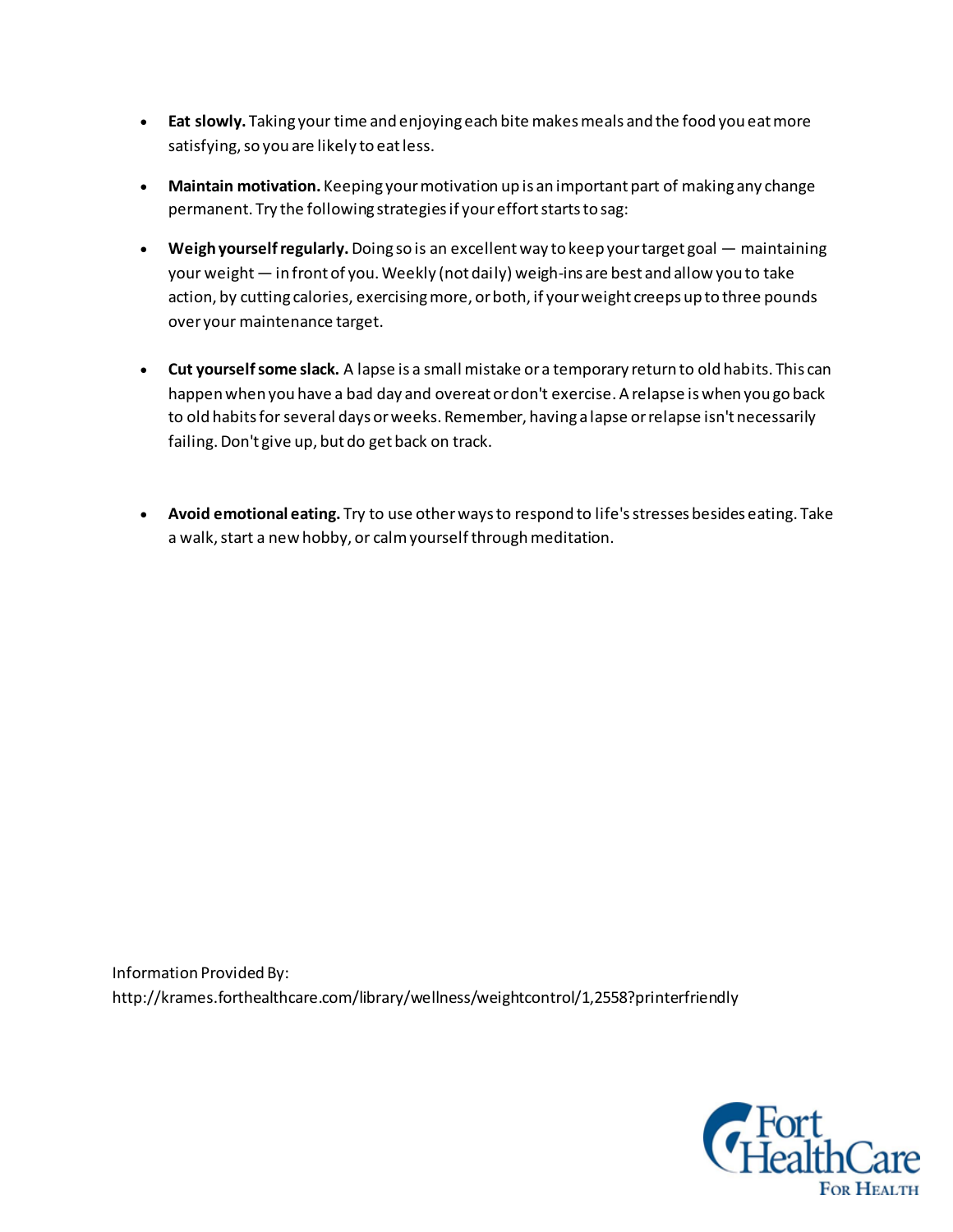- **Eat slowly.** Taking your time and enjoying each bite makes meals and the food you eat more satisfying, so you are likely to eat less.
- **Maintain motivation.** Keeping your motivation up is an important part of making any change permanent. Try the following strategies if your effort starts to sag:
- **Weigh yourself regularly.** Doing so is an excellent way to keep your target goal — maintaining your weight — in front of you. Weekly (not daily) weigh-ins are best and allow you to take action, by cutting calories, exercising more, or both, if your weight creeps up to three pounds over your maintenance target.
- **Cut yourself some slack.** A lapse is a small mistake or a temporary return to old habits. This can happen when you have a bad day and overeat or don't exercise. A relapse is when you go back to old habits for several days or weeks. Remember, having a lapse or relapse isn't necessarily failing. Don't give up, but do get back on track.
- **Avoid emotional eating.** Try to use other ways to respond to life's stresses besides eating. Take a walk, start a new hobby, or calm yourself through meditation.

Information Provided By:
http://krames.forthealthcare.com/library/wellness/weightcontrol/1,2558?printerfriendly

Fort HealthCare
For Health